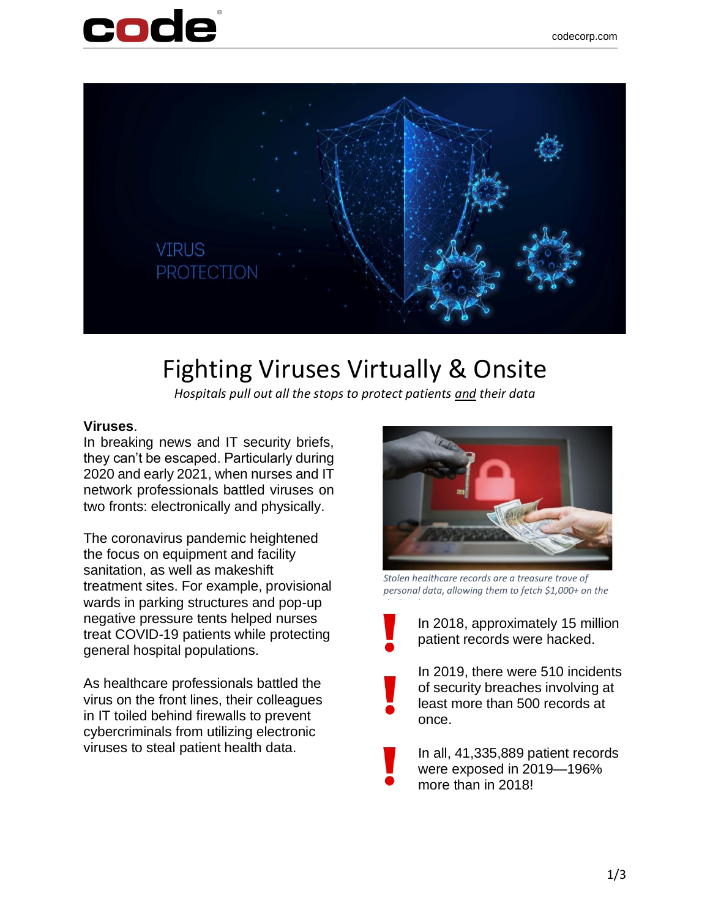# Fighting Viruses Virtually & Onsite

*Hospitals pull out all the stops to protect patients and their data*

**Viruses**.

In breaking news and IT security briefs, they can't be escaped. Particularly during 2020 and early 2021, when nurses and IT network professionals battled viruses on two fronts: electronically and physically.

The coronavirus pandemic heightened the focus on equipment and facility sanitation, as well as makeshift treatment sites. For example, provisional wards in parking structures and pop-up negative pressure tents helped nurses treat COVID-19 patients while protecting general hospital populations.

As healthcare professionals battled the virus on the front lines, their colleagues in IT toiled behind firewalls to prevent cybercriminals from utilizing electronic viruses to steal patient health data.

*Stolen healthcare records are a treasure trove of personal data, allowing them to fetch $1,000+ on the*

- In 2018, approximately 15 million patient records were hacked.
- In 2019, there were 510 incidents of security breaches involving at least more than 500 records at once.
- In all, 41,335,889 patient records were exposed in 2019—196% more than in 2018!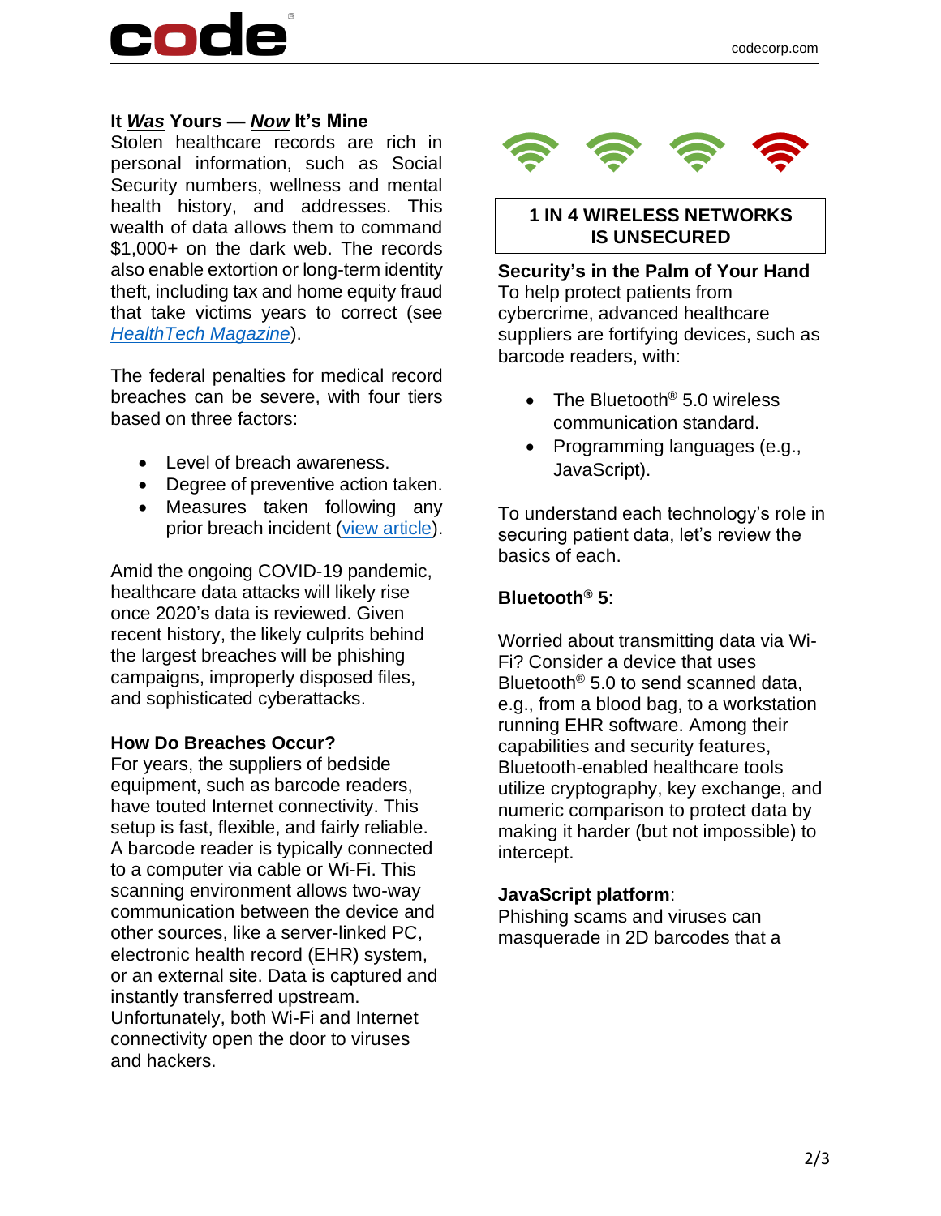### It *Was* Yours — *Now* It's Mine

Stolen healthcare records are rich in personal information, such as Social Security numbers, wellness and mental health history, and addresses. This wealth of data allows them to command $1,000+ on the dark web. The records also enable extortion or long-term identity theft, including tax and home equity fraud that take victims years to correct (see HealthTech Magazine).

The federal penalties for medical record breaches can be severe, with four tiers based on three factors:

- Level of breach awareness.
- Degree of preventive action taken.
- Measures taken following any prior breach incident (view article).

Amid the ongoing COVID-19 pandemic, healthcare data attacks will likely rise once 2020's data is reviewed. Given recent history, the likely culprits behind the largest breaches will be phishing campaigns, improperly disposed files, and sophisticated cyberattacks.

### How Do Breaches Occur?

For years, the suppliers of bedside equipment, such as barcode readers, have touted Internet connectivity. This setup is fast, flexible, and fairly reliable. A barcode reader is typically connected to a computer via cable or Wi-Fi. This scanning environment allows two-way communication between the device and other sources, like a server-linked PC, electronic health record (EHR) system, or an external site. Data is captured and instantly transferred upstream. Unfortunately, both Wi-Fi and Internet connectivity open the door to viruses and hackers.

**1 IN 4 WIRELESS NETWORKS IS UNSECURED**

### Security's in the Palm of Your Hand

To help protect patients from cybercrime, advanced healthcare suppliers are fortifying devices, such as barcode readers, with:

- The Bluetooth® 5.0 wireless communication standard.
- Programming languages (e.g., JavaScript).

To understand each technology's role in securing patient data, let's review the basics of each.

**Bluetooth® 5**:

Worried about transmitting data via Wi-Fi? Consider a device that uses Bluetooth® 5.0 to send scanned data, e.g., from a blood bag, to a workstation running EHR software. Among their capabilities and security features, Bluetooth-enabled healthcare tools utilize cryptography, key exchange, and numeric comparison to protect data by making it harder (but not impossible) to intercept.

**JavaScript platform**:

Phishing scams and viruses can masquerade in 2D barcodes that a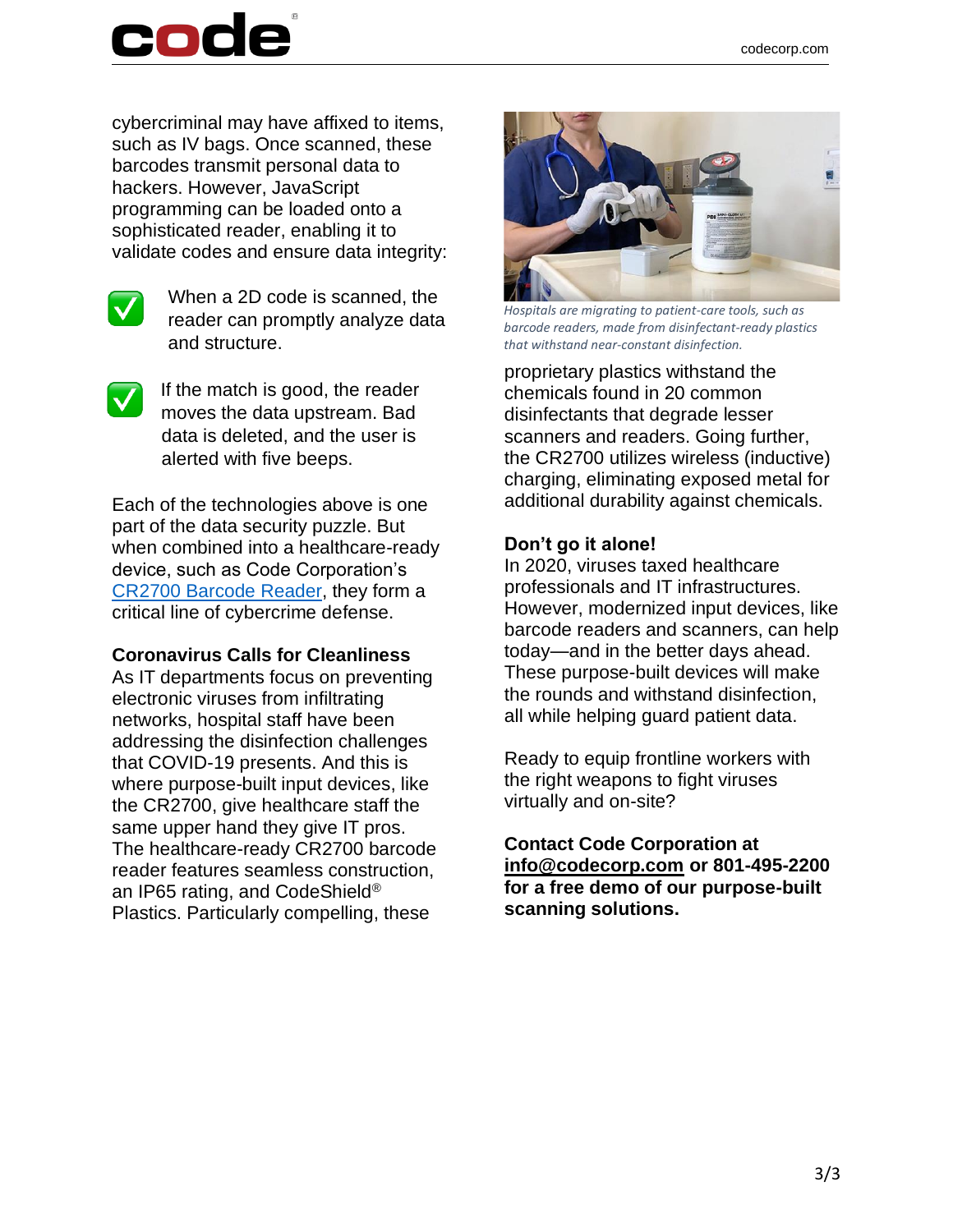cybercriminal may have affixed to items, such as IV bags. Once scanned, these barcodes transmit personal data to hackers. However, JavaScript programming can be loaded onto a sophisticated reader, enabling it to validate codes and ensure data integrity:

- ✅ When a 2D code is scanned, the reader can promptly analyze data and structure.
- ✅ If the match is good, the reader moves the data upstream. Bad data is deleted, and the user is alerted with five beeps.

Each of the technologies above is one part of the data security puzzle. But when combined into a healthcare-ready device, such as Code Corporation's [CR2700 Barcode Reader](), they form a critical line of cybercrime defense.

**Coronavirus Calls for Cleanliness**

As IT departments focus on preventing electronic viruses from infiltrating networks, hospital staff have been addressing the disinfection challenges that COVID-19 presents. And this is where purpose-built input devices, like the CR2700, give healthcare staff the same upper hand they give IT pros. The healthcare-ready CR2700 barcode reader features seamless construction, an IP65 rating, and CodeShield® Plastics. Particularly compelling, these proprietary plastics withstand the chemicals found in 20 common disinfectants that degrade lesser scanners and readers. Going further, the CR2700 utilizes wireless (inductive) charging, eliminating exposed metal for additional durability against chemicals.

*Hospitals are migrating to patient-care tools, such as barcode readers, made from disinfectant-ready plastics that withstand near-constant disinfection.*

**Don't go it alone!**

In 2020, viruses taxed healthcare professionals and IT infrastructures. However, modernized input devices, like barcode readers and scanners, can help today—and in the better days ahead. These purpose-built devices will make the rounds and withstand disinfection, all while helping guard patient data.

Ready to equip frontline workers with the right weapons to fight viruses virtually and on-site?

**Contact Code Corporation at info@codecorp.com or 801-495-2200 for a free demo of our purpose-built scanning solutions.**